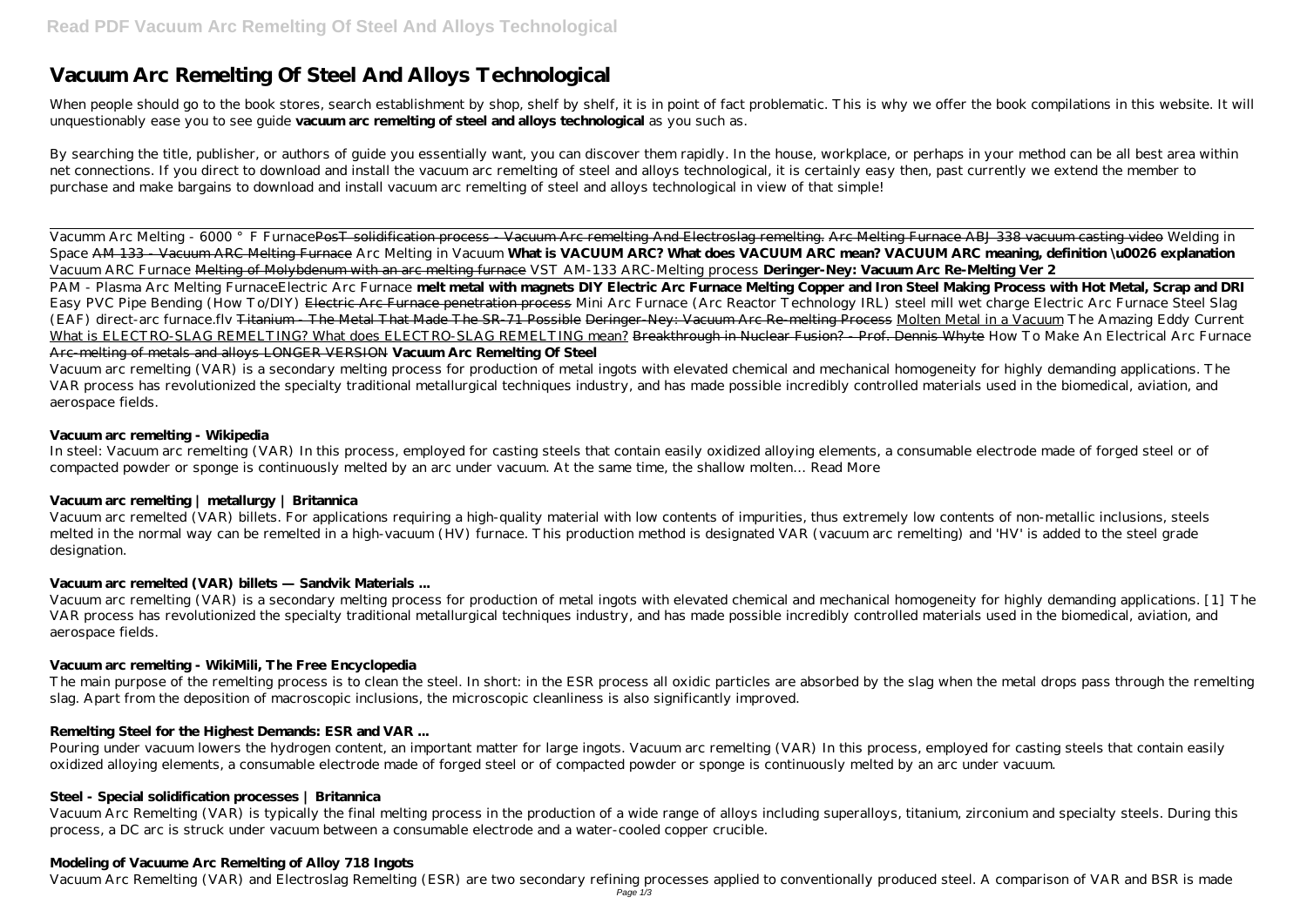# Vacuum Arc Remelting Of Steel And Alloys Technological

When people should go to the book stores, search establishment by shop, shelf by shelf, it is in point of fact problematic. This is why we offer the book compilations in this website. It will unquestionably ease you to see guide **vacuum arc remelting of steel and alloys technological** as you such as.

By searching the title, publisher, or authors of guide you essentially want, you can discover them rapidly. In the house, workplace, or perhaps in your method can be all best area within net connections. If you direct to download and install the vacuum arc remelting of steel and alloys technological, it is certainly easy then, past currently we extend the member to purchase and make bargains to download and install vacuum arc remelting of steel and alloys technological in view of that simple!

Vacumm Arc Melting - 6000 ° F Furnace ~~PosT solidification process - Vacuum Arc remelting And Electroslag remelting.~~ ~~Arc Melting Furnace ABJ 338 vacuum casting video~~ *Welding in Space* ~~AM 133 - Vacuum ARC Melting Furnace~~ *Arc Melting in Vacuum* **What is VACUUM ARC? What does VACUUM ARC mean? VACUUM ARC meaning, definition \u0026 explanation** *Vacuum ARC Furnace* ~~Melting of Molybdenum with an arc melting furnace~~ *VST AM-133 ARC-Melting process* **Deringer-Ney: Vacuum Arc Re-Melting Ver 2**

PAM - Plasma Arc Melting Furnace*Electric Arc Furnace* **melt metal with magnets DIY Electric Arc Furnace Melting Copper and Iron Steel Making Process with Hot Metal, Scrap and DRI** *Easy PVC Pipe Bending (How To/DIY)* ~~Electric Arc Furnace penetration process~~ *Mini Arc Furnace (Arc Reactor Technology IRL) steel mill wet charge Electric Arc Furnace Steel Slag (EAF) direct-arc furnace.flv* ~~Titanium - The Metal That Made The SR-71 Possible~~ ~~Deringer-Ney: Vacuum Arc Re-melting Process~~ Molten Metal in a Vacuum *The Amazing Eddy Current* What is ELECTRO-SLAG REMELTING? What does ELECTRO-SLAG REMELTING mean? ~~Breakthrough in Nuclear Fusion? - Prof. Dennis Whyte~~ *How To Make An Electrical Arc Furnace* ~~Arc-melting of metals and alloys LONGER VERSION~~ **Vacuum Arc Remelting Of Steel**

Vacuum arc remelting (VAR) is a secondary melting process for production of metal ingots with elevated chemical and mechanical homogeneity for highly demanding applications. The VAR process has revolutionized the specialty traditional metallurgical techniques industry, and has made possible incredibly controlled materials used in the biomedical, aviation, and aerospace fields.

### Vacuum arc remelting - Wikipedia

In steel: Vacuum arc remelting (VAR) In this process, employed for casting steels that contain easily oxidized alloying elements, a consumable electrode made of forged steel or of compacted powder or sponge is continuously melted by an arc under vacuum. At the same time, the shallow molten… Read More

### Vacuum arc remelting | metallurgy | Britannica

Vacuum arc remelted (VAR) billets. For applications requiring a high-quality material with low contents of impurities, thus extremely low contents of non-metallic inclusions, steels melted in the normal way can be remelted in a high-vacuum (HV) furnace. This production method is designated VAR (vacuum arc remelting) and 'HV' is added to the steel grade designation.

### Vacuum arc remelted (VAR) billets — Sandvik Materials ...

Vacuum arc remelting (VAR) is a secondary melting process for production of metal ingots with elevated chemical and mechanical homogeneity for highly demanding applications. [1] The VAR process has revolutionized the specialty traditional metallurgical techniques industry, and has made possible incredibly controlled materials used in the biomedical, aviation, and aerospace fields.

### Vacuum arc remelting - WikiMili, The Free Encyclopedia

The main purpose of the remelting process is to clean the steel. In short: in the ESR process all oxidic particles are absorbed by the slag when the metal drops pass through the remelting slag. Apart from the deposition of macroscopic inclusions, the microscopic cleanliness is also significantly improved.

### Remelting Steel for the Highest Demands: ESR and VAR ...

Pouring under vacuum lowers the hydrogen content, an important matter for large ingots. Vacuum arc remelting (VAR) In this process, employed for casting steels that contain easily oxidized alloying elements, a consumable electrode made of forged steel or of compacted powder or sponge is continuously melted by an arc under vacuum.

### Steel - Special solidification processes | Britannica

Vacuum Arc Remelting (VAR) is typically the final melting process in the production of a wide range of alloys including superalloys, titanium, zirconium and specialty steels. During this process, a DC arc is struck under vacuum between a consumable electrode and a water-cooled copper crucible.

### Modeling of Vacuume Arc Remelting of Alloy 718 Ingots

Vacuum Arc Remelting (VAR) and Electroslag Remelting (ESR) are two secondary refining processes applied to conventionally produced steel. A comparison of VAR and BSR is made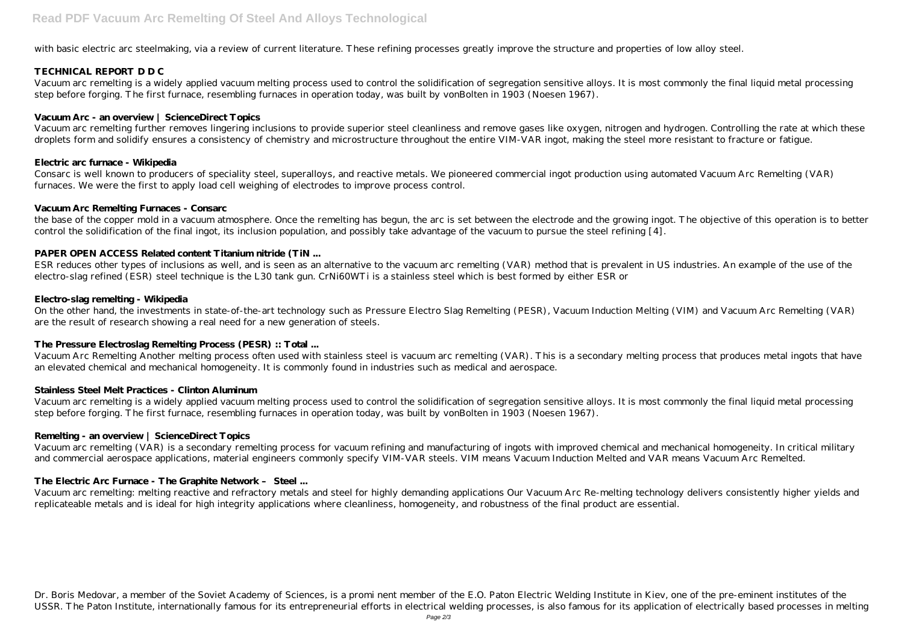with basic electric arc steelmaking, via a review of current literature. These refining processes greatly improve the structure and properties of low alloy steel.

**TECHNICAL REPORT D D C**

Vacuum arc remelting is a widely applied vacuum melting process used to control the solidification of segregation sensitive alloys. It is most commonly the final liquid metal processing step before forging. The first furnace, resembling furnaces in operation today, was built by vonBolten in 1903 (Noesen 1967).

**Vacuum Arc - an overview | ScienceDirect Topics**

Vacuum arc remelting further removes lingering inclusions to provide superior steel cleanliness and remove gases like oxygen, nitrogen and hydrogen. Controlling the rate at which these droplets form and solidify ensures a consistency of chemistry and microstructure throughout the entire VIM-VAR ingot, making the steel more resistant to fracture or fatigue.

**Electric arc furnace - Wikipedia**

Consarc is well known to producers of speciality steel, superalloys, and reactive metals. We pioneered commercial ingot production using automated Vacuum Arc Remelting (VAR) furnaces. We were the first to apply load cell weighing of electrodes to improve process control.

**Vacuum Arc Remelting Furnaces - Consarc**

the base of the copper mold in a vacuum atmosphere. Once the remelting has begun, the arc is set between the electrode and the growing ingot. The objective of this operation is to better control the solidification of the final ingot, its inclusion population, and possibly take advantage of the vacuum to pursue the steel refining [4].

**PAPER OPEN ACCESS Related content Titanium nitride (TiN ...**

ESR reduces other types of inclusions as well, and is seen as an alternative to the vacuum arc remelting (VAR) method that is prevalent in US industries. An example of the use of the electro-slag refined (ESR) steel technique is the L30 tank gun. CrNi60WTi is a stainless steel which is best formed by either ESR or

**Electro-slag remelting - Wikipedia**

On the other hand, the investments in state-of-the-art technology such as Pressure Electro Slag Remelting (PESR), Vacuum Induction Melting (VIM) and Vacuum Arc Remelting (VAR) are the result of research showing a real need for a new generation of steels.

**The Pressure Electroslag Remelting Process (PESR) :: Total ...**

Vacuum Arc Remelting Another melting process often used with stainless steel is vacuum arc remelting (VAR). This is a secondary melting process that produces metal ingots that have an elevated chemical and mechanical homogeneity. It is commonly found in industries such as medical and aerospace.

**Stainless Steel Melt Practices - Clinton Aluminum**

Vacuum arc remelting is a widely applied vacuum melting process used to control the solidification of segregation sensitive alloys. It is most commonly the final liquid metal processing step before forging. The first furnace, resembling furnaces in operation today, was built by vonBolten in 1903 (Noesen 1967).

**Remelting - an overview | ScienceDirect Topics**

Vacuum arc remelting (VAR) is a secondary remelting process for vacuum refining and manufacturing of ingots with improved chemical and mechanical homogeneity. In critical military and commercial aerospace applications, material engineers commonly specify VIM-VAR steels. VIM means Vacuum Induction Melted and VAR means Vacuum Arc Remelted.

**The Electric Arc Furnace - The Graphite Network – Steel ...**

Vacuum arc remelting: melting reactive and refractory metals and steel for highly demanding applications Our Vacuum Arc Re-melting technology delivers consistently higher yields and replicateable metals and is ideal for high integrity applications where cleanliness, homogeneity, and robustness of the final product are essential.

Dr. Boris Medovar, a member of the Soviet Academy of Sciences, is a promi nent member of the E.O. Paton Electric Welding Institute in Kiev, one of the pre-eminent institutes of the USSR. The Paton Institute, internationally famous for its entrepreneurial efforts in electrical welding processes, is also famous for its application of electrically based processes in melting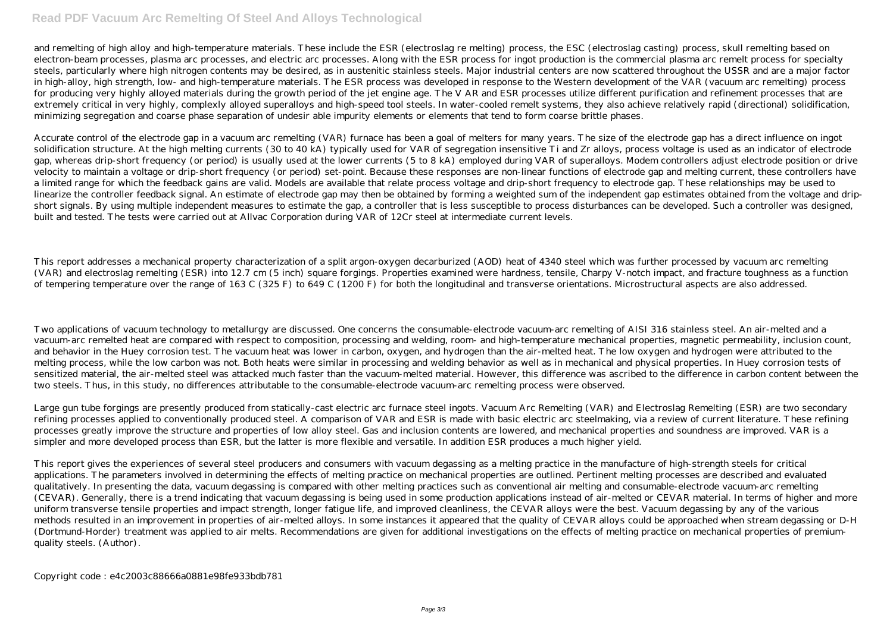and remelting of high alloy and high-temperature materials. These include the ESR (electroslag re melting) process, the ESC (electroslag casting) process, skull remelting based on electron-beam processes, plasma arc processes, and electric arc processes. Along with the ESR process for ingot production is the commercial plasma arc remelt process for specialty steels, particularly where high nitrogen contents may be desired, as in austenitic stainless steels. Major industrial centers are now scattered throughout the USSR and are a major factor in high-alloy, high strength, low- and high-temperature materials. The ESR process was developed in response to the Western development of the VAR (vacuum arc remelting) process for producing very highly alloyed materials during the growth period of the jet engine age. The V AR and ESR processes utilize different purification and refinement processes that are extremely critical in very highly, complexly alloyed superalloys and high-speed tool steels. In water-cooled remelt systems, they also achieve relatively rapid (directional) solidification, minimizing segregation and coarse phase separation of undesir able impurity elements or elements that tend to form coarse brittle phases.

Accurate control of the electrode gap in a vacuum arc remelting (VAR) furnace has been a goal of melters for many years. The size of the electrode gap has a direct influence on ingot solidification structure. At the high melting currents (30 to 40 kA) typically used for VAR of segregation insensitive Ti and Zr alloys, process voltage is used as an indicator of electrode gap, whereas drip-short frequency (or period) is usually used at the lower currents (5 to 8 kA) employed during VAR of superalloys. Modem controllers adjust electrode position or drive velocity to maintain a voltage or drip-short frequency (or period) set-point. Because these responses are non-linear functions of electrode gap and melting current, these controllers have a limited range for which the feedback gains are valid. Models are available that relate process voltage and drip-short frequency to electrode gap. These relationships may be used to linearize the controller feedback signal. An estimate of electrode gap may then be obtained by forming a weighted sum of the independent gap estimates obtained from the voltage and drip-short signals. By using multiple independent measures to estimate the gap, a controller that is less susceptible to process disturbances can be developed. Such a controller was designed, built and tested. The tests were carried out at Allvac Corporation during VAR of 12Cr steel at intermediate current levels.

This report addresses a mechanical property characterization of a split argon-oxygen decarburized (AOD) heat of 4340 steel which was further processed by vacuum arc remelting (VAR) and electroslag remelting (ESR) into 12.7 cm (5 inch) square forgings. Properties examined were hardness, tensile, Charpy V-notch impact, and fracture toughness as a function of tempering temperature over the range of 163 C (325 F) to 649 C (1200 F) for both the longitudinal and transverse orientations. Microstructural aspects are also addressed.

Two applications of vacuum technology to metallurgy are discussed. One concerns the consumable-electrode vacuum-arc remelting of AISI 316 stainless steel. An air-melted and a vacuum-arc remelted heat are compared with respect to composition, processing and welding, room- and high-temperature mechanical properties, magnetic permeability, inclusion count, and behavior in the Huey corrosion test. The vacuum heat was lower in carbon, oxygen, and hydrogen than the air-melted heat. The low oxygen and hydrogen were attributed to the melting process, while the low carbon was not. Both heats were similar in processing and welding behavior as well as in mechanical and physical properties. In Huey corrosion tests of sensitized material, the air-melted steel was attacked much faster than the vacuum-melted material. However, this difference was ascribed to the difference in carbon content between the two steels. Thus, in this study, no differences attributable to the consumable-electrode vacuum-arc remelting process were observed.

Large gun tube forgings are presently produced from statically-cast electric arc furnace steel ingots. Vacuum Arc Remelting (VAR) and Electroslag Remelting (ESR) are two secondary refining processes applied to conventionally produced steel. A comparison of VAR and ESR is made with basic electric arc steelmaking, via a review of current literature. These refining processes greatly improve the structure and properties of low alloy steel. Gas and inclusion contents are lowered, and mechanical properties and soundness are improved. VAR is a simpler and more developed process than ESR, but the latter is more flexible and versatile. In addition ESR produces a much higher yield.

This report gives the experiences of several steel producers and consumers with vacuum degassing as a melting practice in the manufacture of high-strength steels for critical applications. The parameters involved in determining the effects of melting practice on mechanical properties are outlined. Pertinent melting processes are described and evaluated qualitatively. In presenting the data, vacuum degassing is compared with other melting practices such as conventional air melting and consumable-electrode vacuum-arc remelting (CEVAR). Generally, there is a trend indicating that vacuum degassing is being used in some production applications instead of air-melted or CEVAR material. In terms of higher and more uniform transverse tensile properties and impact strength, longer fatigue life, and improved cleanliness, the CEVAR alloys were the best. Vacuum degassing by any of the various methods resulted in an improvement in properties of air-melted alloys. In some instances it appeared that the quality of CEVAR alloys could be approached when stream degassing or D-H (Dortmund-Horder) treatment was applied to air melts. Recommendations are given for additional investigations on the effects of melting practice on mechanical properties of premium-quality steels. (Author).

Copyright code : e4c2003c88666a0881e98fe933bdb781